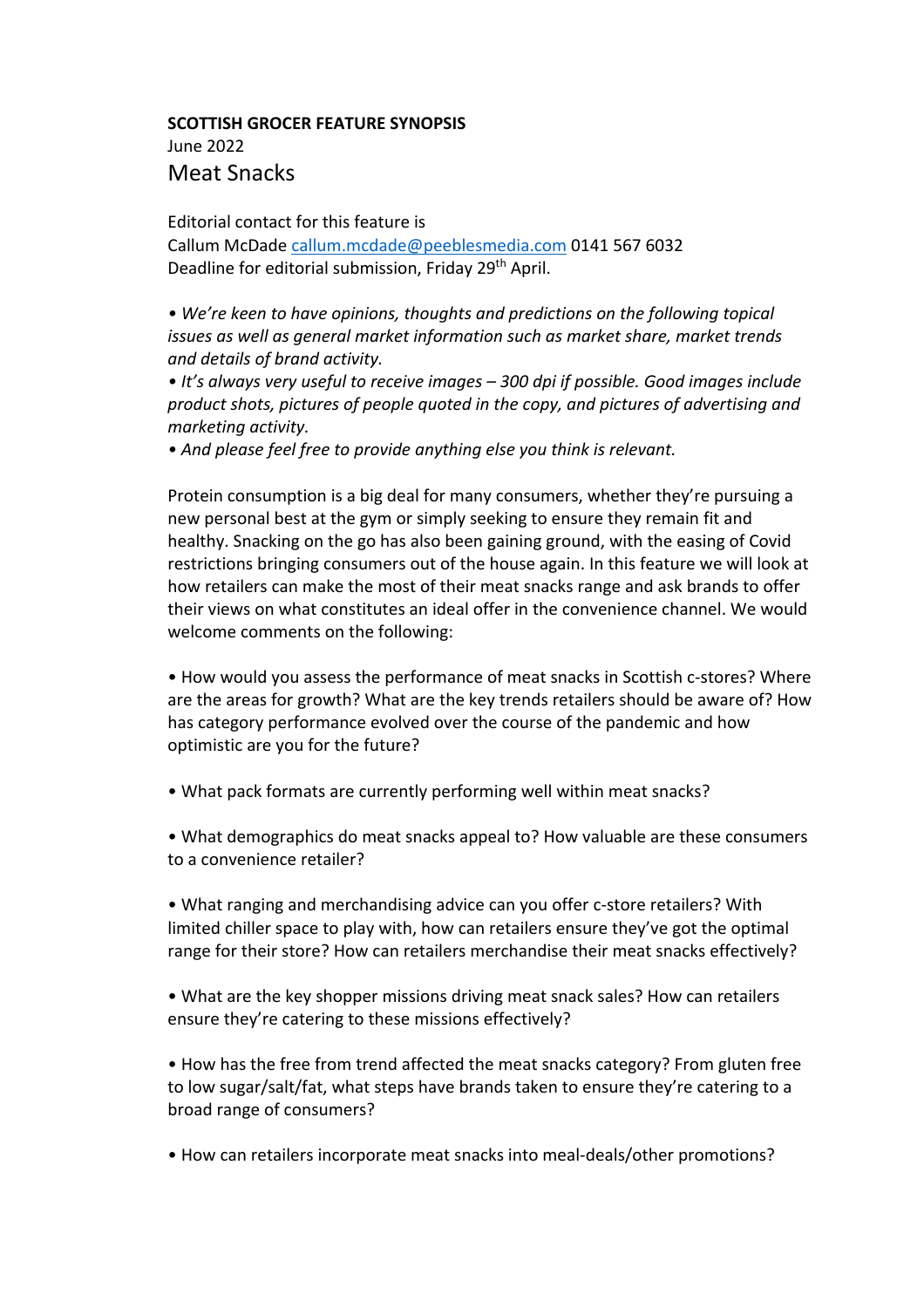**SCOTTISH GROCER FEATURE SYNOPSIS**

June 2022

## Meat Snacks

Editorial contact for this feature is
Callum McDade callum.mcdade@peeblesmedia.com 0141 567 6032
Deadline for editorial submission, Friday 29th April.

• *We're keen to have opinions, thoughts and predictions on the following topical issues as well as general market information such as market share, market trends and details of brand activity.*
• *It's always very useful to receive images – 300 dpi if possible. Good images include product shots, pictures of people quoted in the copy, and pictures of advertising and marketing activity.*
• *And please feel free to provide anything else you think is relevant.*

Protein consumption is a big deal for many consumers, whether they're pursuing a new personal best at the gym or simply seeking to ensure they remain fit and healthy. Snacking on the go has also been gaining ground, with the easing of Covid restrictions bringing consumers out of the house again. In this feature we will look at how retailers can make the most of their meat snacks range and ask brands to offer their views on what constitutes an ideal offer in the convenience channel. We would welcome comments on the following:

• How would you assess the performance of meat snacks in Scottish c-stores? Where are the areas for growth? What are the key trends retailers should be aware of? How has category performance evolved over the course of the pandemic and how optimistic are you for the future?

• What pack formats are currently performing well within meat snacks?

• What demographics do meat snacks appeal to? How valuable are these consumers to a convenience retailer?

• What ranging and merchandising advice can you offer c-store retailers? With limited chiller space to play with, how can retailers ensure they've got the optimal range for their store? How can retailers merchandise their meat snacks effectively?

• What are the key shopper missions driving meat snack sales? How can retailers ensure they're catering to these missions effectively?

• How has the free from trend affected the meat snacks category? From gluten free to low sugar/salt/fat, what steps have brands taken to ensure they're catering to a broad range of consumers?

• How can retailers incorporate meat snacks into meal-deals/other promotions?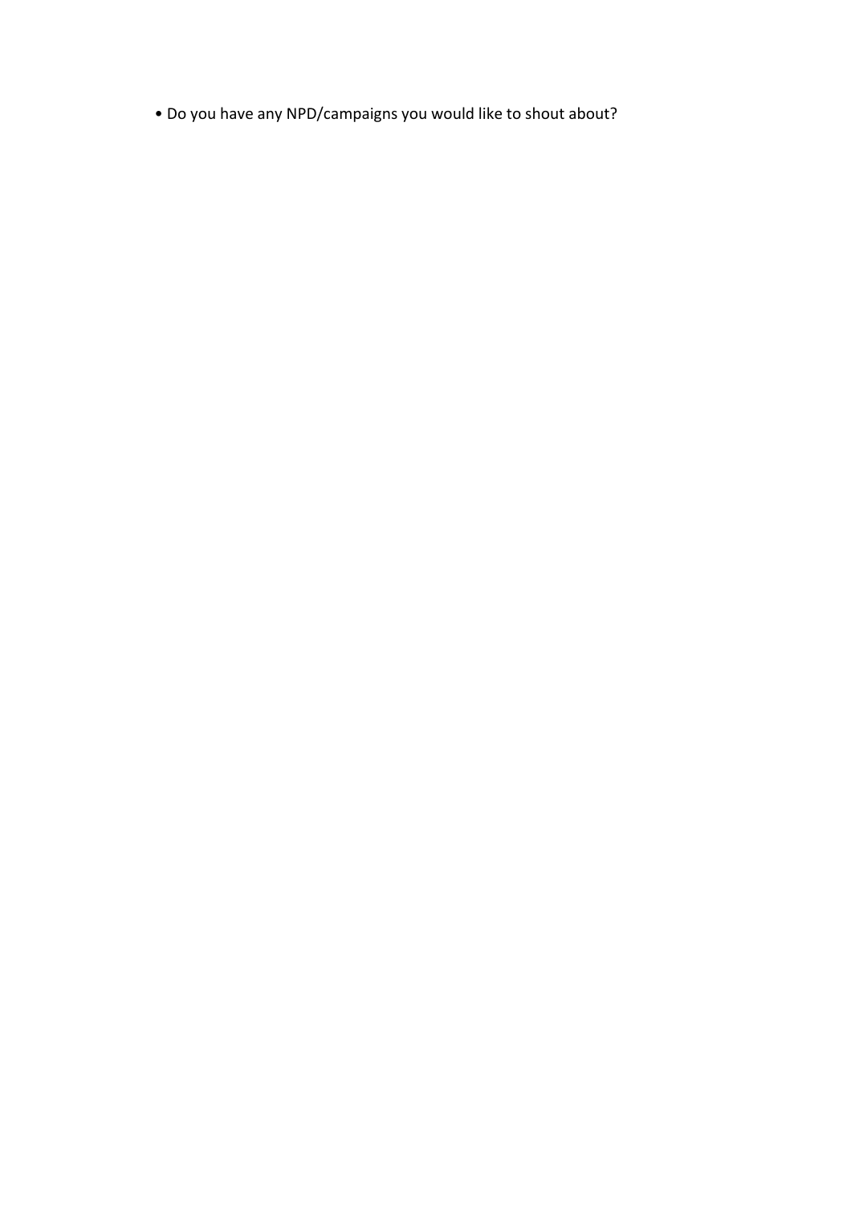- Do you have any NPD/campaigns you would like to shout about?